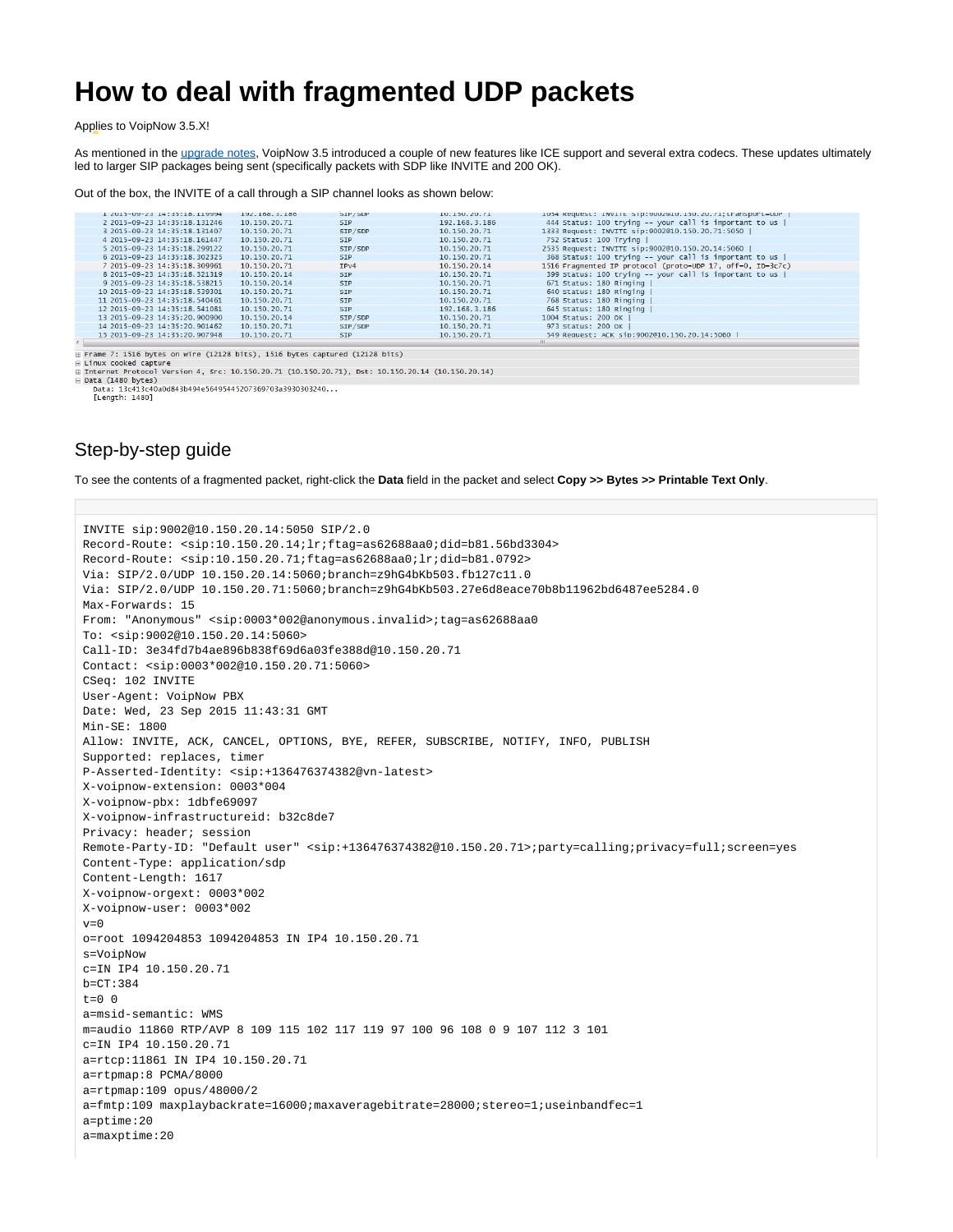# How to deal with fragmented UDP packets

Applies to VoipNow 3.5.X!

As mentioned in the upgrade notes, VoipNow 3.5 introduced a couple of new features like ICE support and several extra codecs. These updates ultimately led to larger SIP packages being sent (specifically packets with SDP like INVITE and 200 OK).

Out of the box, the INVITE of a call through a SIP channel looks as shown below:

```
 1 2015-09-23 14:35:18.119994  192.168.3.186  SIP/SDP  10.150.20.71   1054 Request: INVITE sip:9002@10.150.20.71;transport=UDP |
 2 2015-09-23 14:35:18.131246  10.150.20.71   SIP      192.168.3.186   444 Status: 100 trying -- your call is important to us |
 3 2015-09-23 14:35:18.131407  10.150.20.71   SIP/SDP  10.150.20.71   1333 Request: INVITE sip:9002@10.150.20.71:5050 |
 4 2015-09-23 14:35:18.161447  10.150.20.71   SIP      10.150.20.71    752 Status: 100 Trying |
 5 2015-09-23 14:35:18.299122  10.150.20.71   SIP/SDP  10.150.20.71   2535 Request: INVITE sip:9002@10.150.20.14:5060 |
 6 2015-09-23 14:35:18.302325  10.150.20.71   SIP      10.150.20.71    368 Status: 100 trying -- your call is important to us |
 7 2015-09-23 14:35:18.309961  10.150.20.71   IPv4     10.150.20.14   1516 Fragmented IP protocol (proto=UDP 17, off=0, ID=3c7c)
 8 2015-09-23 14:35:18.321319  10.150.20.14   SIP      10.150.20.71    399 Status: 100 trying -- your call is important to us |
 9 2015-09-23 14:35:18.538215  10.150.20.14   SIP      10.150.20.71    671 Status: 180 Ringing |
10 2015-09-23 14:35:18.539301  10.150.20.71   SIP      10.150.20.71    640 Status: 180 Ringing |
11 2015-09-23 14:35:18.540461  10.150.20.71   SIP      10.150.20.71    768 Status: 180 Ringing |
12 2015-09-23 14:35:18.541081  10.150.20.71   SIP      192.168.3.186   645 Status: 180 Ringing |
13 2015-09-23 14:35:20.900900  10.150.20.14   SIP/SDP  10.150.20.71   1004 Status: 200 OK |
14 2015-09-23 14:35:20.901462  10.150.20.71   SIP/SDP  10.150.20.71    973 Status: 200 OK |
15 2015-09-23 14:35:20.907948  10.150.20.71   SIP      10.150.20.71    549 Request: ACK sip:9002@10.150.20.14:5060 |

Frame 7: 1516 bytes on wire (12128 bits), 1516 bytes captured (12128 bits)
Linux cooked capture
Internet Protocol Version 4, Src: 10.150.20.71 (10.150.20.71), Dst: 10.150.20.14 (10.150.20.14)
Data (1480 bytes)
    Data: 13c413c40a0d843b494e56495445207369703a3930303240...
    [Length: 1480]
```

## Step-by-step guide

To see the contents of a fragmented packet, right-click the **Data** field in the packet and select **Copy >> Bytes >> Printable Text Only**.

```
INVITE sip:9002@10.150.20.14:5050 SIP/2.0
Record-Route: <sip:10.150.20.14;lr;ftag=as62688aa0;did=b81.56bd3304>
Record-Route: <sip:10.150.20.71;ftag=as62688aa0;lr;did=b81.0792>
Via: SIP/2.0/UDP 10.150.20.14:5060;branch=z9hG4bKb503.fb127c11.0
Via: SIP/2.0/UDP 10.150.20.71:5060;branch=z9hG4bKb503.27e6d8eace70b8b11962bd6487ee5284.0
Max-Forwards: 15
From: "Anonymous" <sip:0003*002@anonymous.invalid>;tag=as62688aa0
To: <sip:9002@10.150.20.14:5060>
Call-ID: 3e34fd7b4ae896b838f69d6a03fe388d@10.150.20.71
Contact: <sip:0003*002@10.150.20.71:5060>
CSeq: 102 INVITE
User-Agent: VoipNow PBX
Date: Wed, 23 Sep 2015 11:43:31 GMT
Min-SE: 1800
Allow: INVITE, ACK, CANCEL, OPTIONS, BYE, REFER, SUBSCRIBE, NOTIFY, INFO, PUBLISH
Supported: replaces, timer
P-Asserted-Identity: <sip:+136476374382@vn-latest>
X-voipnow-extension: 0003*004
X-voipnow-pbx: 1dbfe69097
X-voipnow-infrastructureid: b32c8de7
Privacy: header; session
Remote-Party-ID: "Default user" <sip:+136476374382@10.150.20.71>;party=calling;privacy=full;screen=yes
Content-Type: application/sdp
Content-Length: 1617
X-voipnow-orgext: 0003*002
X-voipnow-user: 0003*002
v=0
o=root 1094204853 1094204853 IN IP4 10.150.20.71
s=VoipNow
c=IN IP4 10.150.20.71
b=CT:384
t=0 0
a=msid-semantic: WMS
m=audio 11860 RTP/AVP 8 109 115 102 117 119 97 100 96 108 0 9 107 112 3 101
c=IN IP4 10.150.20.71
a=rtcp:11861 IN IP4 10.150.20.71
a=rtpmap:8 PCMA/8000
a=rtpmap:109 opus/48000/2
a=fmtp:109 maxplaybackrate=16000;maxaveragebitrate=28000;stereo=1;useinbandfec=1
a=ptime:20
a=maxptime:20
```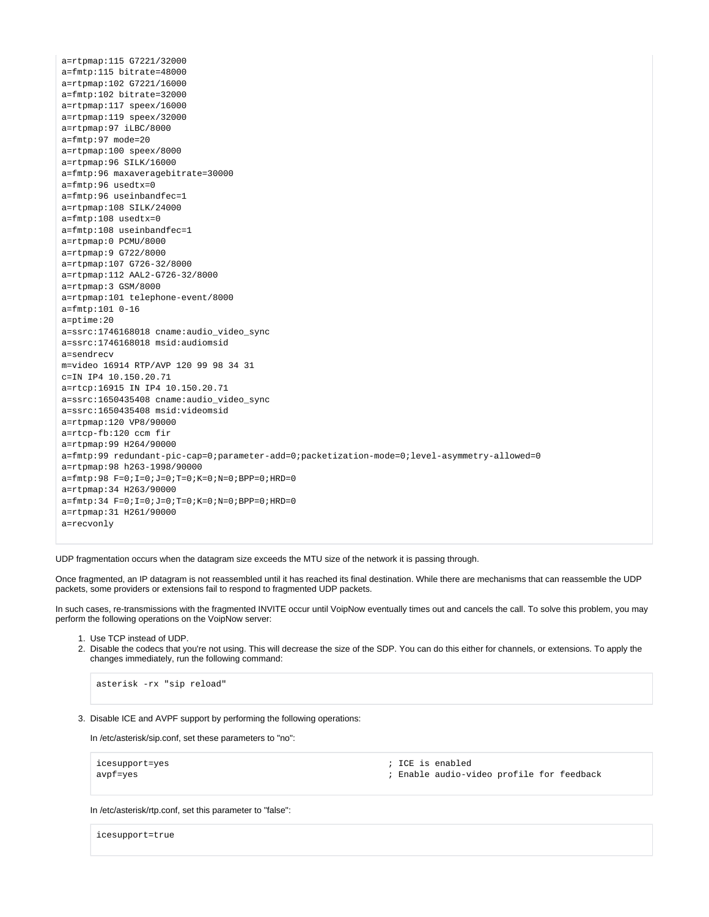```
a=rtpmap:115 G7221/32000
a=fmtp:115 bitrate=48000
a=rtpmap:102 G7221/16000
a=fmtp:102 bitrate=32000
a=rtpmap:117 speex/16000
a=rtpmap:119 speex/32000
a=rtpmap:97 iLBC/8000
a=fmtp:97 mode=20
a=rtpmap:100 speex/8000
a=rtpmap:96 SILK/16000
a=fmtp:96 maxaveragebitrate=30000
a=fmtp:96 usedtx=0
a=fmtp:96 useinbandfec=1
a=rtpmap:108 SILK/24000
a=fmtp:108 usedtx=0
a=fmtp:108 useinbandfec=1
a=rtpmap:0 PCMU/8000
a=rtpmap:9 G722/8000
a=rtpmap:107 G726-32/8000
a=rtpmap:112 AAL2-G726-32/8000
a=rtpmap:3 GSM/8000
a=rtpmap:101 telephone-event/8000
a=fmtp:101 0-16
a=ptime:20
a=ssrc:1746168018 cname:audio_video_sync
a=ssrc:1746168018 msid:audiomsid
a=sendrecv
m=video 16914 RTP/AVP 120 99 98 34 31
c=IN IP4 10.150.20.71
a=rtcp:16915 IN IP4 10.150.20.71
a=ssrc:1650435408 cname:audio_video_sync
a=ssrc:1650435408 msid:videomsid
a=rtpmap:120 VP8/90000
a=rtcp-fb:120 ccm fir
a=rtpmap:99 H264/90000
a=fmtp:99 redundant-pic-cap=0;parameter-add=0;packetization-mode=0;level-asymmetry-allowed=0
a=rtpmap:98 h263-1998/90000
a=fmtp:98 F=0;I=0;J=0;T=0;K=0;N=0;BPP=0;HRD=0
a=rtpmap:34 H263/90000
a=fmtp:34 F=0;I=0;J=0;T=0;K=0;N=0;BPP=0;HRD=0
a=rtpmap:31 H261/90000
a=recvonly
```

UDP fragmentation occurs when the datagram size exceeds the MTU size of the network it is passing through.

Once fragmented, an IP datagram is not reassembled until it has reached its final destination. While there are mechanisms that can reassemble the UDP packets, some providers or extensions fail to respond to fragmented UDP packets.

In such cases, re-transmissions with the fragmented INVITE occur until VoipNow eventually times out and cancels the call. To solve this problem, you may perform the following operations on the VoipNow server:

1. Use TCP instead of UDP.
2. Disable the codecs that you're not using. This will decrease the size of the SDP. You can do this either for channels, or extensions. To apply the changes immediately, run the following command:

   ```
   asterisk -rx "sip reload"
   ```

3. Disable ICE and AVPF support by performing the following operations:

   In /etc/asterisk/sip.conf, set these parameters to "no":

   ```
   icesupport=yes                                    ; ICE is enabled
   avpf=yes                                          ; Enable audio-video profile for feedback
   ```

   In /etc/asterisk/rtp.conf, set this parameter to "false":

   ```
   icesupport=true
   ```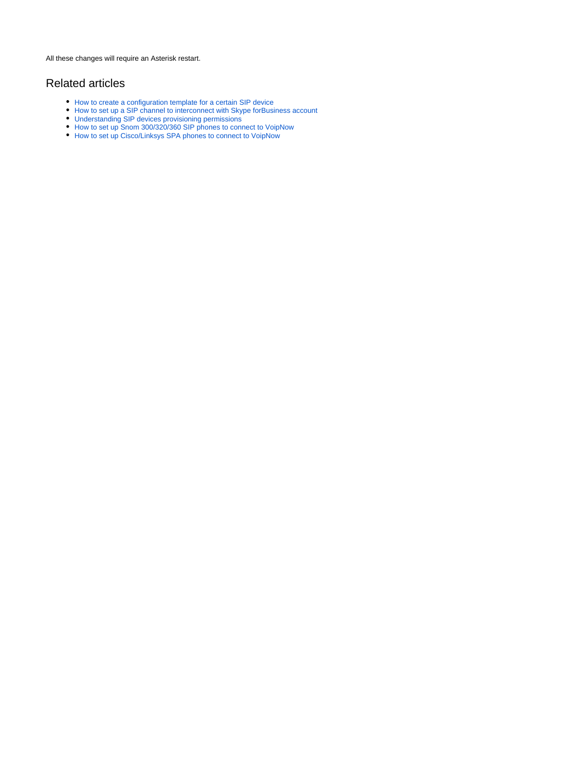All these changes will require an Asterisk restart.

## Related articles

- How to create a configuration template for a certain SIP device
- How to set up a SIP channel to interconnect with Skype forBusiness account
- Understanding SIP devices provisioning permissions
- How to set up Snom 300/320/360 SIP phones to connect to VoipNow
- How to set up Cisco/Linksys SPA phones to connect to VoipNow